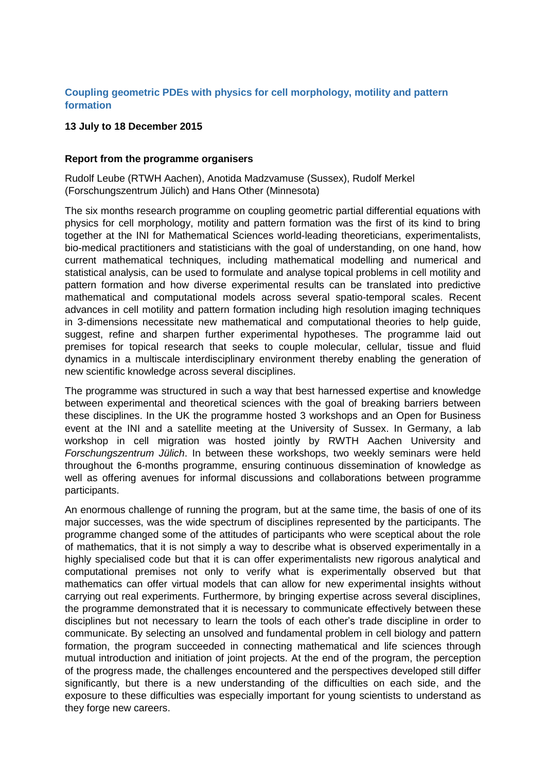## Coupling geometric PDEs with physics for cell morphology, motility and pattern formation

**13 July to 18 December 2015**

### Report from the programme organisers

Rudolf Leube (RTWH Aachen), Anotida Madzvamuse (Sussex), Rudolf Merkel (Forschungszentrum Jülich) and Hans Other (Minnesota)

The six months research programme on coupling geometric partial differential equations with physics for cell morphology, motility and pattern formation was the first of its kind to bring together at the INI for Mathematical Sciences world-leading theoreticians, experimentalists, bio-medical practitioners and statisticians with the goal of understanding, on one hand, how current mathematical techniques, including mathematical modelling and numerical and statistical analysis, can be used to formulate and analyse topical problems in cell motility and pattern formation and how diverse experimental results can be translated into predictive mathematical and computational models across several spatio-temporal scales. Recent advances in cell motility and pattern formation including high resolution imaging techniques in 3-dimensions necessitate new mathematical and computational theories to help guide, suggest, refine and sharpen further experimental hypotheses. The programme laid out premises for topical research that seeks to couple molecular, cellular, tissue and fluid dynamics in a multiscale interdisciplinary environment thereby enabling the generation of new scientific knowledge across several disciplines.

The programme was structured in such a way that best harnessed expertise and knowledge between experimental and theoretical sciences with the goal of breaking barriers between these disciplines. In the UK the programme hosted 3 workshops and an Open for Business event at the INI and a satellite meeting at the University of Sussex. In Germany, a lab workshop in cell migration was hosted jointly by RWTH Aachen University and *Forschungszentrum Jülich*. In between these workshops, two weekly seminars were held throughout the 6-months programme, ensuring continuous dissemination of knowledge as well as offering avenues for informal discussions and collaborations between programme participants.

An enormous challenge of running the program, but at the same time, the basis of one of its major successes, was the wide spectrum of disciplines represented by the participants. The programme changed some of the attitudes of participants who were sceptical about the role of mathematics, that it is not simply a way to describe what is observed experimentally in a highly specialised code but that it is can offer experimentalists new rigorous analytical and computational premises not only to verify what is experimentally observed but that mathematics can offer virtual models that can allow for new experimental insights without carrying out real experiments. Furthermore, by bringing expertise across several disciplines, the programme demonstrated that it is necessary to communicate effectively between these disciplines but not necessary to learn the tools of each other's trade discipline in order to communicate. By selecting an unsolved and fundamental problem in cell biology and pattern formation, the program succeeded in connecting mathematical and life sciences through mutual introduction and initiation of joint projects. At the end of the program, the perception of the progress made, the challenges encountered and the perspectives developed still differ significantly, but there is a new understanding of the difficulties on each side, and the exposure to these difficulties was especially important for young scientists to understand as they forge new careers.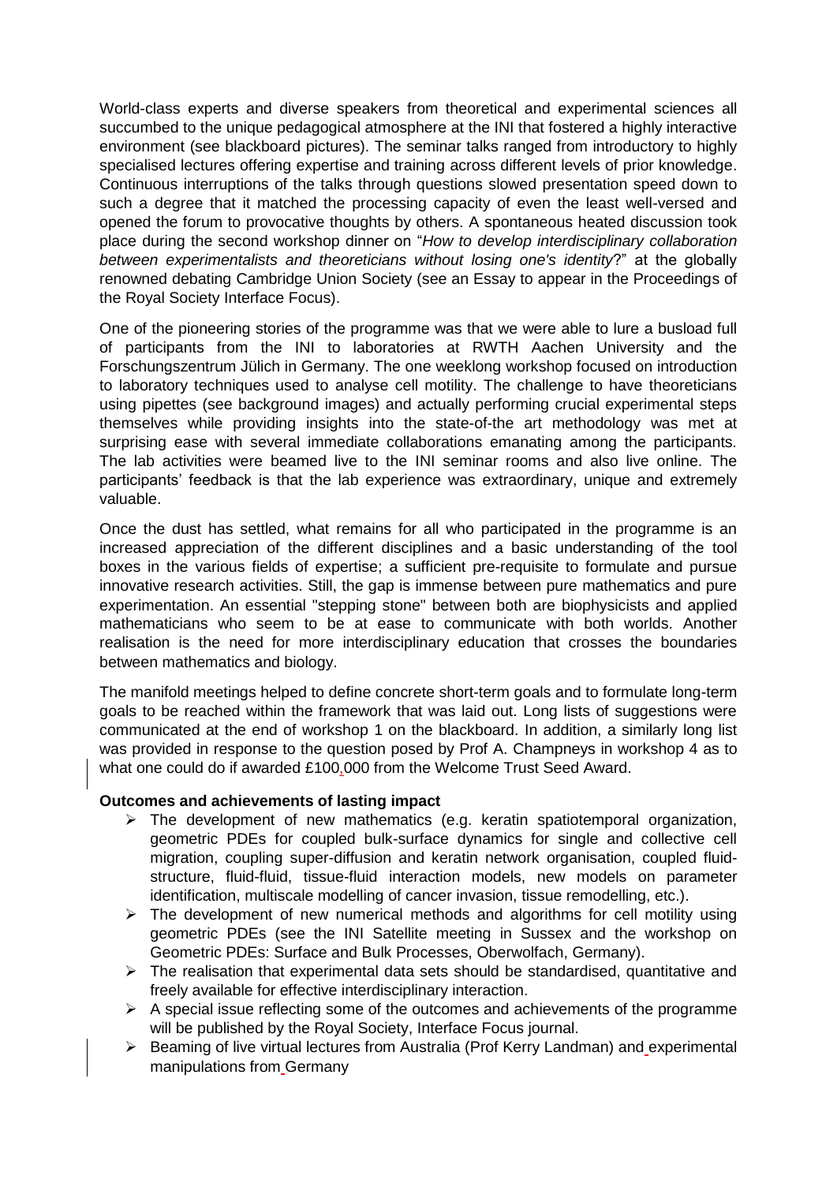World-class experts and diverse speakers from theoretical and experimental sciences all succumbed to the unique pedagogical atmosphere at the INI that fostered a highly interactive environment (see blackboard pictures). The seminar talks ranged from introductory to highly specialised lectures offering expertise and training across different levels of prior knowledge. Continuous interruptions of the talks through questions slowed presentation speed down to such a degree that it matched the processing capacity of even the least well-versed and opened the forum to provocative thoughts by others. A spontaneous heated discussion took place during the second workshop dinner on "*How to develop interdisciplinary collaboration between experimentalists and theoreticians without losing one's identity*?" at the globally renowned debating Cambridge Union Society (see an Essay to appear in the Proceedings of the Royal Society Interface Focus).

One of the pioneering stories of the programme was that we were able to lure a busload full of participants from the INI to laboratories at RWTH Aachen University and the Forschungszentrum Jülich in Germany. The one weeklong workshop focused on introduction to laboratory techniques used to analyse cell motility. The challenge to have theoreticians using pipettes (see background images) and actually performing crucial experimental steps themselves while providing insights into the state-of-the art methodology was met at surprising ease with several immediate collaborations emanating among the participants. The lab activities were beamed live to the INI seminar rooms and also live online. The participants' feedback is that the lab experience was extraordinary, unique and extremely valuable.

Once the dust has settled, what remains for all who participated in the programme is an increased appreciation of the different disciplines and a basic understanding of the tool boxes in the various fields of expertise; a sufficient pre-requisite to formulate and pursue innovative research activities. Still, the gap is immense between pure mathematics and pure experimentation. An essential "stepping stone" between both are biophysicists and applied mathematicians who seem to be at ease to communicate with both worlds. Another realisation is the need for more interdisciplinary education that crosses the boundaries between mathematics and biology.

The manifold meetings helped to define concrete short-term goals and to formulate long-term goals to be reached within the framework that was laid out. Long lists of suggestions were communicated at the end of workshop 1 on the blackboard. In addition, a similarly long list was provided in response to the question posed by Prof A. Champneys in workshop 4 as to what one could do if awarded £100,000 from the Welcome Trust Seed Award.

**Outcomes and achievements of lasting impact**

- The development of new mathematics (e.g. keratin spatiotemporal organization, geometric PDEs for coupled bulk-surface dynamics for single and collective cell migration, coupling super-diffusion and keratin network organisation, coupled fluid-structure, fluid-fluid, tissue-fluid interaction models, new models on parameter identification, multiscale modelling of cancer invasion, tissue remodelling, etc.).
- The development of new numerical methods and algorithms for cell motility using geometric PDEs (see the INI Satellite meeting in Sussex and the workshop on Geometric PDEs: Surface and Bulk Processes, Oberwolfach, Germany).
- The realisation that experimental data sets should be standardised, quantitative and freely available for effective interdisciplinary interaction.
- A special issue reflecting some of the outcomes and achievements of the programme will be published by the Royal Society, Interface Focus journal.
- Beaming of live virtual lectures from Australia (Prof Kerry Landman) and experimental manipulations from Germany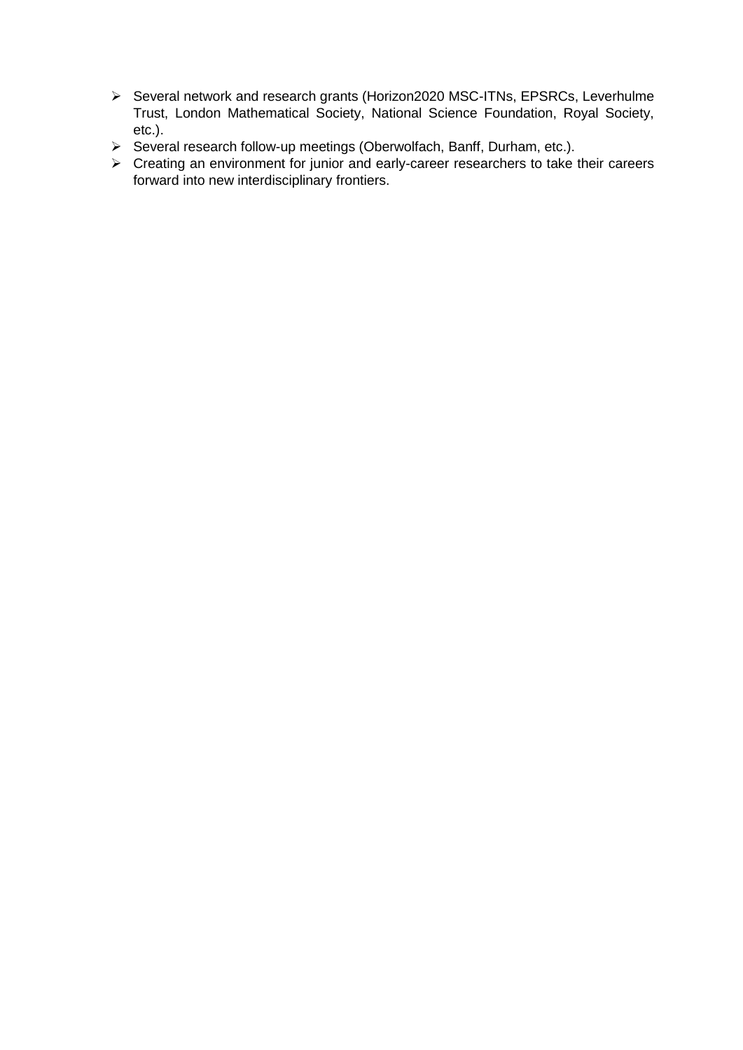- Several network and research grants (Horizon2020 MSC-ITNs, EPSRCs, Leverhulme Trust, London Mathematical Society, National Science Foundation, Royal Society, etc.).
- Several research follow-up meetings (Oberwolfach, Banff, Durham, etc.).
- Creating an environment for junior and early-career researchers to take their careers forward into new interdisciplinary frontiers.